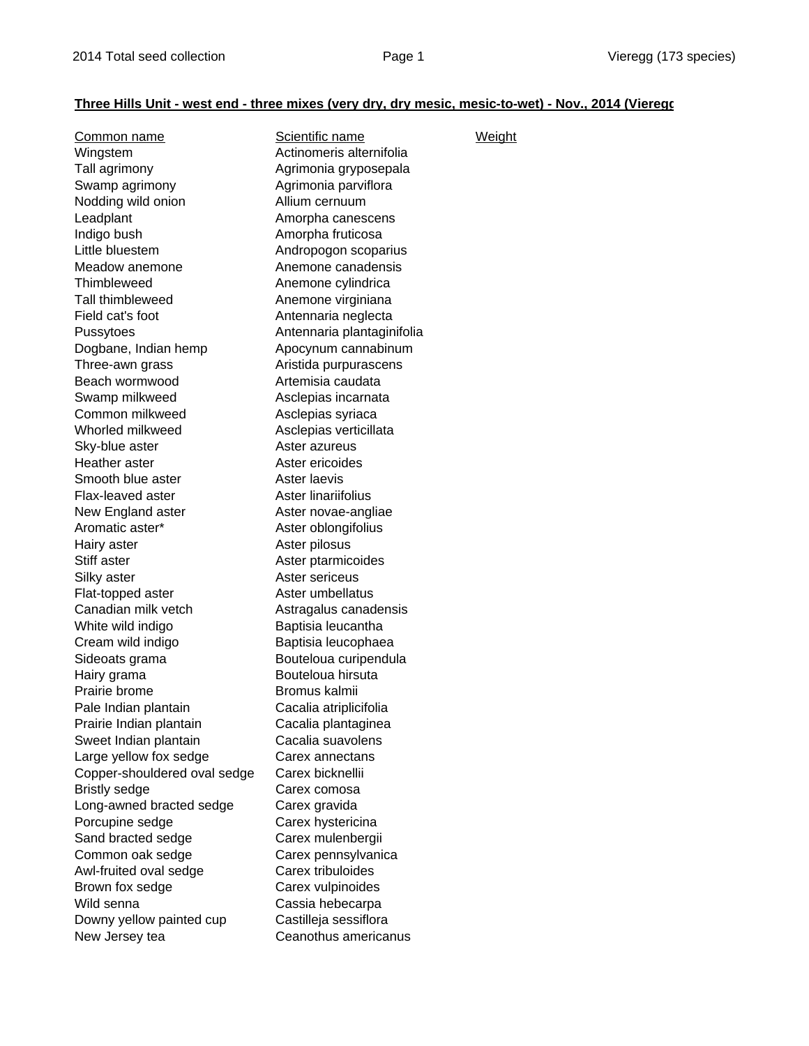**Three Hills Unit - west end - three mixes (very dry, dry mesic, mesic-to-wet) - Nov., 2014 (Vieregg**

| Common name | Scientific name | Weight |
|---|---|---|
| Wingstem | Actinomeris alternifolia | |
| Tall agrimony | Agrimonia gryposepala | |
| Swamp agrimony | Agrimonia parviflora | |
| Nodding wild onion | Allium cernuum | |
| Leadplant | Amorpha canescens | |
| Indigo bush | Amorpha fruticosa | |
| Little bluestem | Andropogon scoparius | |
| Meadow anemone | Anemone canadensis | |
| Thimbleweed | Anemone cylindrica | |
| Tall thimbleweed | Anemone virginiana | |
| Field cat's foot | Antennaria neglecta | |
| Pussytoes | Antennaria plantaginifolia | |
| Dogbane, Indian hemp | Apocynum cannabinum | |
| Three-awn grass | Aristida purpurascens | |
| Beach wormwood | Artemisia caudata | |
| Swamp milkweed | Asclepias incarnata | |
| Common milkweed | Asclepias syriaca | |
| Whorled milkweed | Asclepias verticillata | |
| Sky-blue aster | Aster azureus | |
| Heather aster | Aster ericoides | |
| Smooth blue aster | Aster laevis | |
| Flax-leaved aster | Aster linariifolius | |
| New England aster | Aster novae-angliae | |
| Aromatic aster* | Aster oblongifolius | |
| Hairy aster | Aster pilosus | |
| Stiff aster | Aster ptarmicoides | |
| Silky aster | Aster sericeus | |
| Flat-topped aster | Aster umbellatus | |
| Canadian milk vetch | Astragalus canadensis | |
| White wild indigo | Baptisia leucantha | |
| Cream wild indigo | Baptisia leucophaea | |
| Sideoats grama | Bouteloua curipendula | |
| Hairy grama | Bouteloua hirsuta | |
| Prairie brome | Bromus kalmii | |
| Pale Indian plantain | Cacalia atriplicifolia | |
| Prairie Indian plantain | Cacalia plantaginea | |
| Sweet Indian plantain | Cacalia suavolens | |
| Large yellow fox sedge | Carex annectans | |
| Copper-shouldered oval sedge | Carex bicknellii | |
| Bristly sedge | Carex comosa | |
| Long-awned bracted sedge | Carex gravida | |
| Porcupine sedge | Carex hystericina | |
| Sand bracted sedge | Carex mulenbergii | |
| Common oak sedge | Carex pennsylvanica | |
| Awl-fruited oval sedge | Carex tribuloides | |
| Brown fox sedge | Carex vulpinoides | |
| Wild senna | Cassia hebecarpa | |
| Downy yellow painted cup | Castilleja sessiflora | |
| New Jersey tea | Ceanothus americanus | |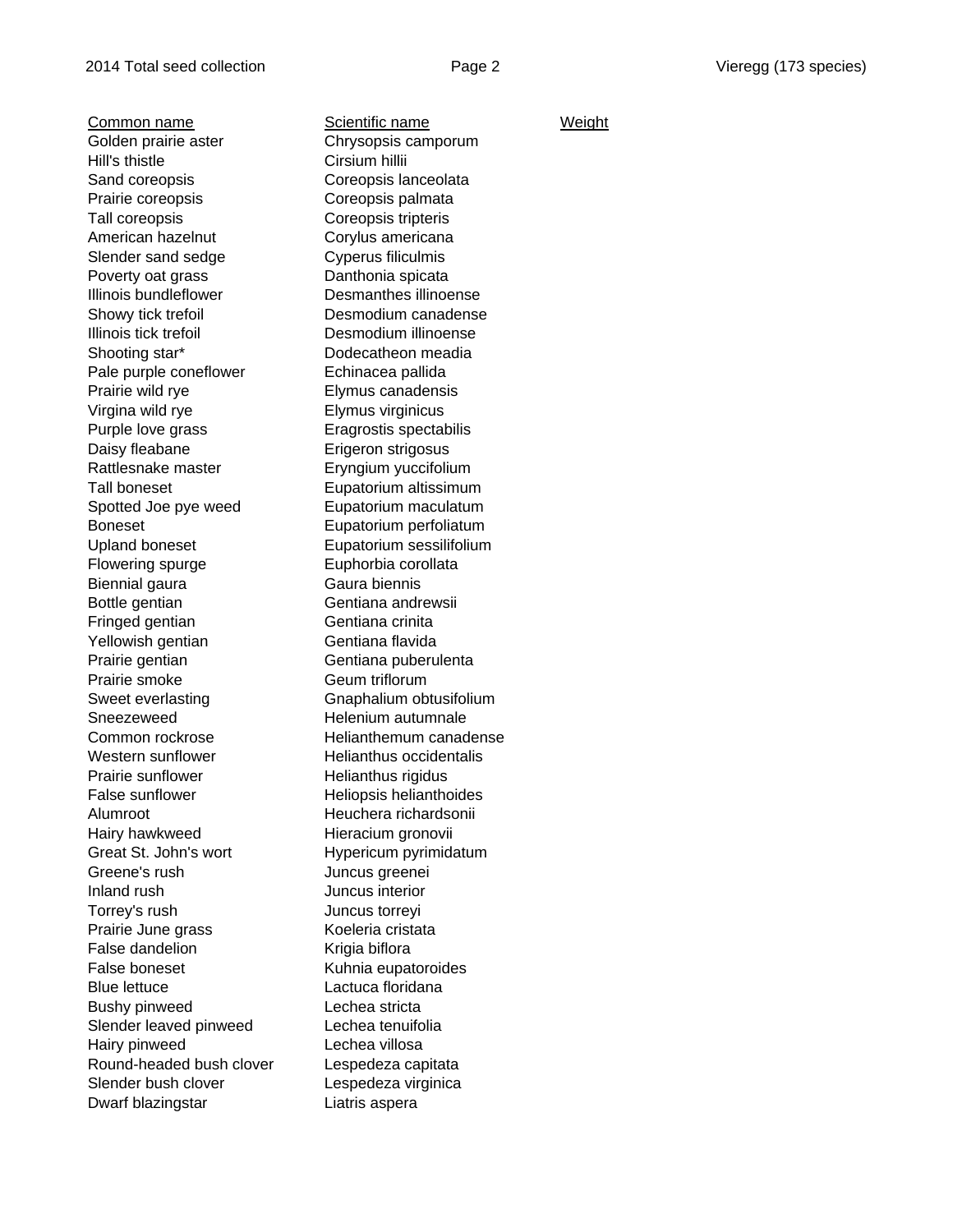| Common name | Scientific name | Weight |
| --- | --- | --- |
| Golden prairie aster | Chrysopsis camporum | |
| Hill's thistle | Cirsium hillii | |
| Sand coreopsis | Coreopsis lanceolata | |
| Prairie coreopsis | Coreopsis palmata | |
| Tall coreopsis | Coreopsis tripteris | |
| American hazelnut | Corylus americana | |
| Slender sand sedge | Cyperus filiculmis | |
| Poverty oat grass | Danthonia spicata | |
| Illinois bundleflower | Desmanthes illinoense | |
| Showy tick trefoil | Desmodium canadense | |
| Illinois tick trefoil | Desmodium illinoense | |
| Shooting star* | Dodecatheon meadia | |
| Pale purple coneflower | Echinacea pallida | |
| Prairie wild rye | Elymus canadensis | |
| Virgina wild rye | Elymus virginicus | |
| Purple love grass | Eragrostis spectabilis | |
| Daisy fleabane | Erigeron strigosus | |
| Rattlesnake master | Eryngium yuccifolium | |
| Tall boneset | Eupatorium altissimum | |
| Spotted Joe pye weed | Eupatorium maculatum | |
| Boneset | Eupatorium perfoliatum | |
| Upland boneset | Eupatorium sessilifolium | |
| Flowering spurge | Euphorbia corollata | |
| Biennial gaura | Gaura biennis | |
| Bottle gentian | Gentiana andrewsii | |
| Fringed gentian | Gentiana crinita | |
| Yellowish gentian | Gentiana flavida | |
| Prairie gentian | Gentiana puberulenta | |
| Prairie smoke | Geum triflorum | |
| Sweet everlasting | Gnaphalium obtusifolium | |
| Sneezeweed | Helenium autumnale | |
| Common rockrose | Helianthemum canadense | |
| Western sunflower | Helianthus occidentalis | |
| Prairie sunflower | Helianthus rigidus | |
| False sunflower | Heliopsis helianthoides | |
| Alumroot | Heuchera richardsonii | |
| Hairy hawkweed | Hieracium gronovii | |
| Great St. John's wort | Hypericum pyrimidatum | |
| Greene's rush | Juncus greenei | |
| Inland rush | Juncus interior | |
| Torrey's rush | Juncus torreyi | |
| Prairie June grass | Koeleria cristata | |
| False dandelion | Krigia biflora | |
| False boneset | Kuhnia eupatoroides | |
| Blue lettuce | Lactuca floridana | |
| Bushy pinweed | Lechea stricta | |
| Slender leaved pinweed | Lechea tenuifolia | |
| Hairy pinweed | Lechea villosa | |
| Round-headed bush clover | Lespedeza capitata | |
| Slender bush clover | Lespedeza virginica | |
| Dwarf blazingstar | Liatris aspera | |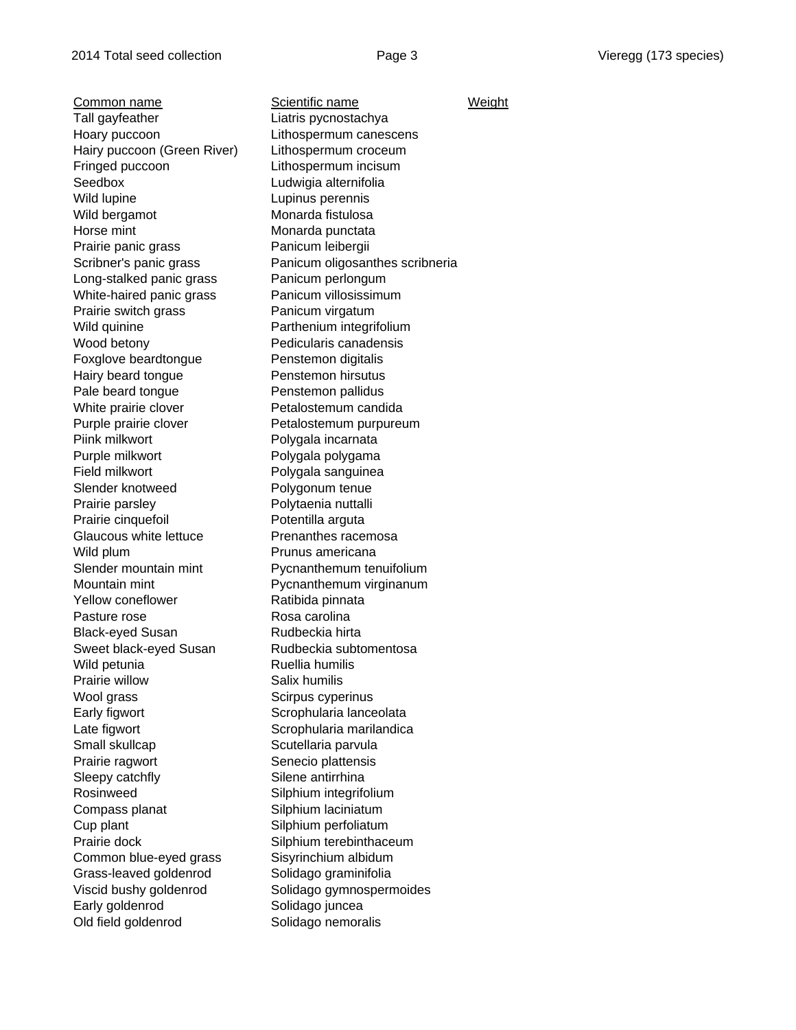| Common name | Scientific name | Weight |
| --- | --- | --- |
| Tall gayfeather | Liatris pycnostachya | |
| Hoary puccoon | Lithospermum canescens | |
| Hairy puccoon (Green River) | Lithospermum croceum | |
| Fringed puccoon | Lithospermum incisum | |
| Seedbox | Ludwigia alternifolia | |
| Wild lupine | Lupinus perennis | |
| Wild bergamot | Monarda fistulosa | |
| Horse mint | Monarda punctata | |
| Prairie panic grass | Panicum leibergii | |
| Scribner's panic grass | Panicum oligosanthes scribneria | |
| Long-stalked panic grass | Panicum perlongum | |
| White-haired panic grass | Panicum villosissimum | |
| Prairie switch grass | Panicum virgatum | |
| Wild quinine | Parthenium integrifolium | |
| Wood betony | Pedicularis canadensis | |
| Foxglove beardtongue | Penstemon digitalis | |
| Hairy beard tongue | Penstemon hirsutus | |
| Pale beard tongue | Penstemon pallidus | |
| White prairie clover | Petalostemum candida | |
| Purple prairie clover | Petalostemum purpureum | |
| Piink milkwort | Polygala incarnata | |
| Purple milkwort | Polygala polygama | |
| Field milkwort | Polygala sanguinea | |
| Slender knotweed | Polygonum tenue | |
| Prairie parsley | Polytaenia nuttalli | |
| Prairie cinquefoil | Potentilla arguta | |
| Glaucous white lettuce | Prenanthes racemosa | |
| Wild plum | Prunus americana | |
| Slender mountain mint | Pycnanthemum tenuifolium | |
| Mountain mint | Pycnanthemum virginanum | |
| Yellow coneflower | Ratibida pinnata | |
| Pasture rose | Rosa carolina | |
| Black-eyed Susan | Rudbeckia hirta | |
| Sweet black-eyed Susan | Rudbeckia subtomentosa | |
| Wild petunia | Ruellia humilis | |
| Prairie willow | Salix humilis | |
| Wool grass | Scirpus cyperinus | |
| Early figwort | Scrophularia lanceolata | |
| Late figwort | Scrophularia marilandica | |
| Small skullcap | Scutellaria parvula | |
| Prairie ragwort | Senecio plattensis | |
| Sleepy catchfly | Silene antirrhina | |
| Rosinweed | Silphium integrifolium | |
| Compass planat | Silphium laciniatum | |
| Cup plant | Silphium perfoliatum | |
| Prairie dock | Silphium terebinthaceum | |
| Common blue-eyed grass | Sisyrinchium albidum | |
| Grass-leaved goldenrod | Solidago graminifolia | |
| Viscid bushy goldenrod | Solidago gymnospermoides | |
| Early goldenrod | Solidago juncea | |
| Old field goldenrod | Solidago nemoralis | |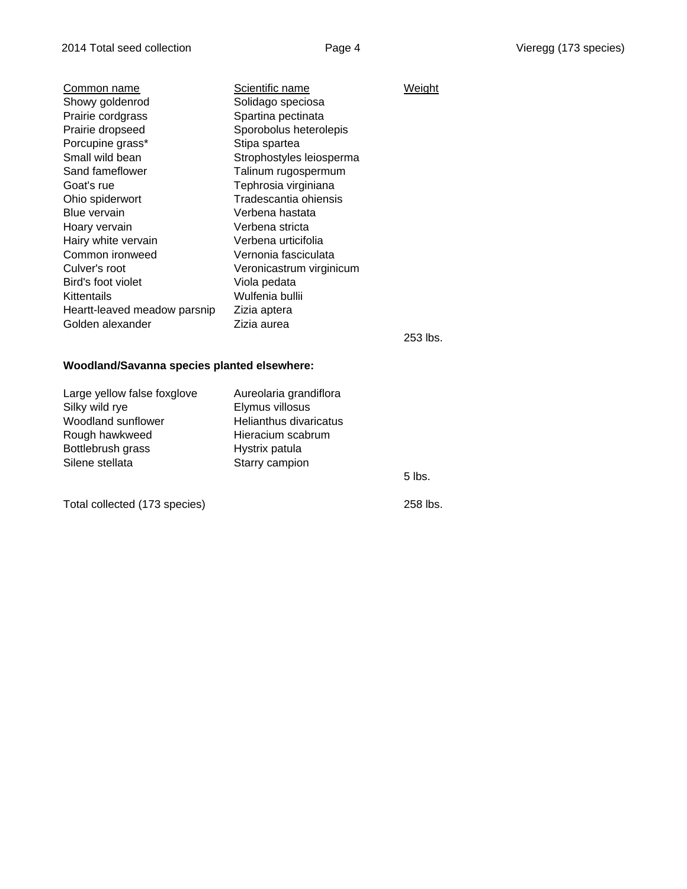| Common name | Scientific name | Weight |
|---|---|---|
| Showy goldenrod | Solidago speciosa | |
| Prairie cordgrass | Spartina pectinata | |
| Prairie dropseed | Sporobolus heterolepis | |
| Porcupine grass* | Stipa spartea | |
| Small wild bean | Strophostyles leiosperma | |
| Sand fameflower | Talinum rugospermum | |
| Goat's rue | Tephrosia virginiana | |
| Ohio spiderwort | Tradescantia ohiensis | |
| Blue vervain | Verbena hastata | |
| Hoary vervain | Verbena stricta | |
| Hairy white vervain | Verbena urticifolia | |
| Common ironweed | Vernonia fasciculata | |
| Culver's root | Veronicastrum virginicum | |
| Bird's foot violet | Viola pedata | |
| Kittentails | Wulfenia bullii | |
| Heartt-leaved meadow parsnip | Zizia aptera | |
| Golden alexander | Zizia aurea | |
| | | 253 lbs. |

**Woodland/Savanna species planted elsewhere:**

| Common name | Scientific name | Weight |
|---|---|---|
| Large yellow false foxglove | Aureolaria grandiflora | |
| Silky wild rye | Elymus villosus | |
| Woodland sunflower | Helianthus divaricatus | |
| Rough hawkweed | Hieracium scabrum | |
| Bottlebrush grass | Hystrix patula | |
| Silene stellata | Starry campion | |
| | | 5 lbs. |
| Total collected (173 species) | | 258 lbs. |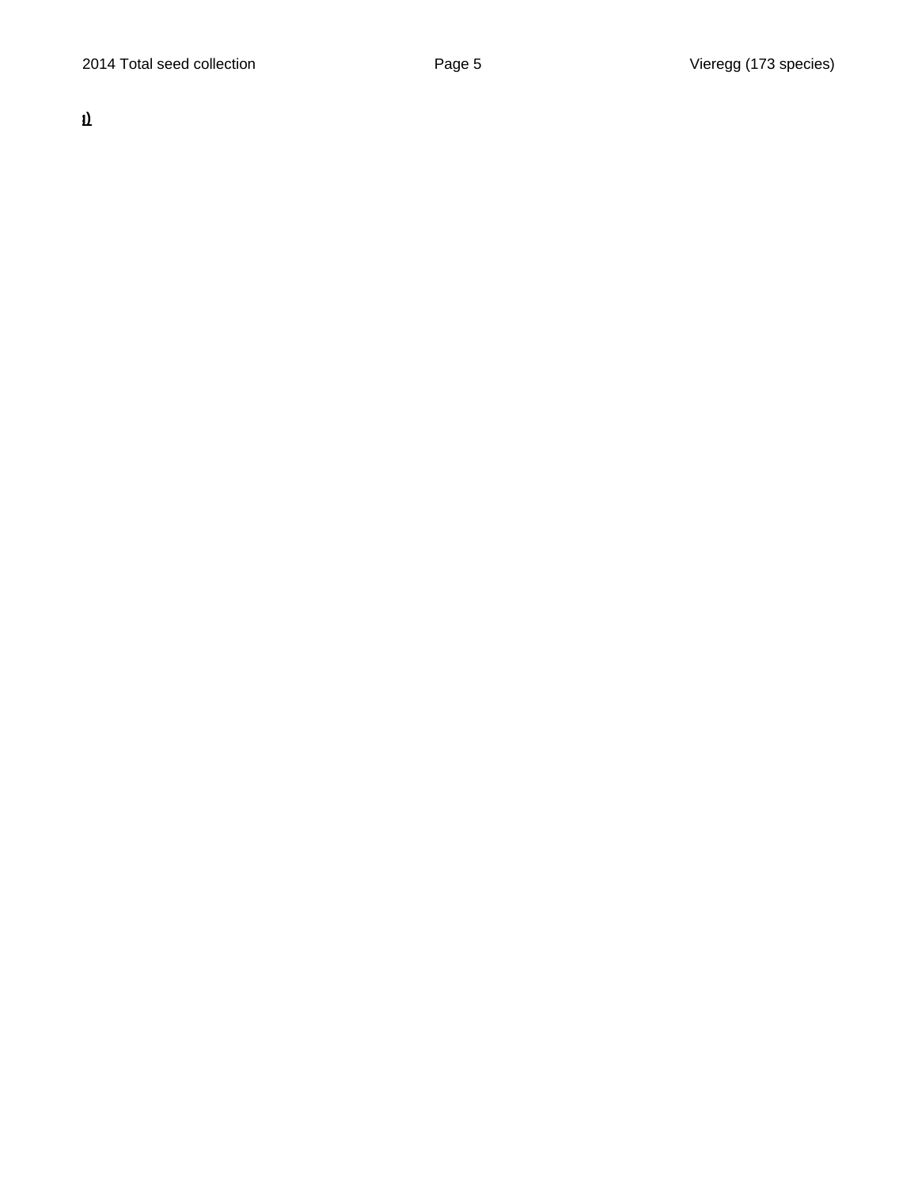**1)**